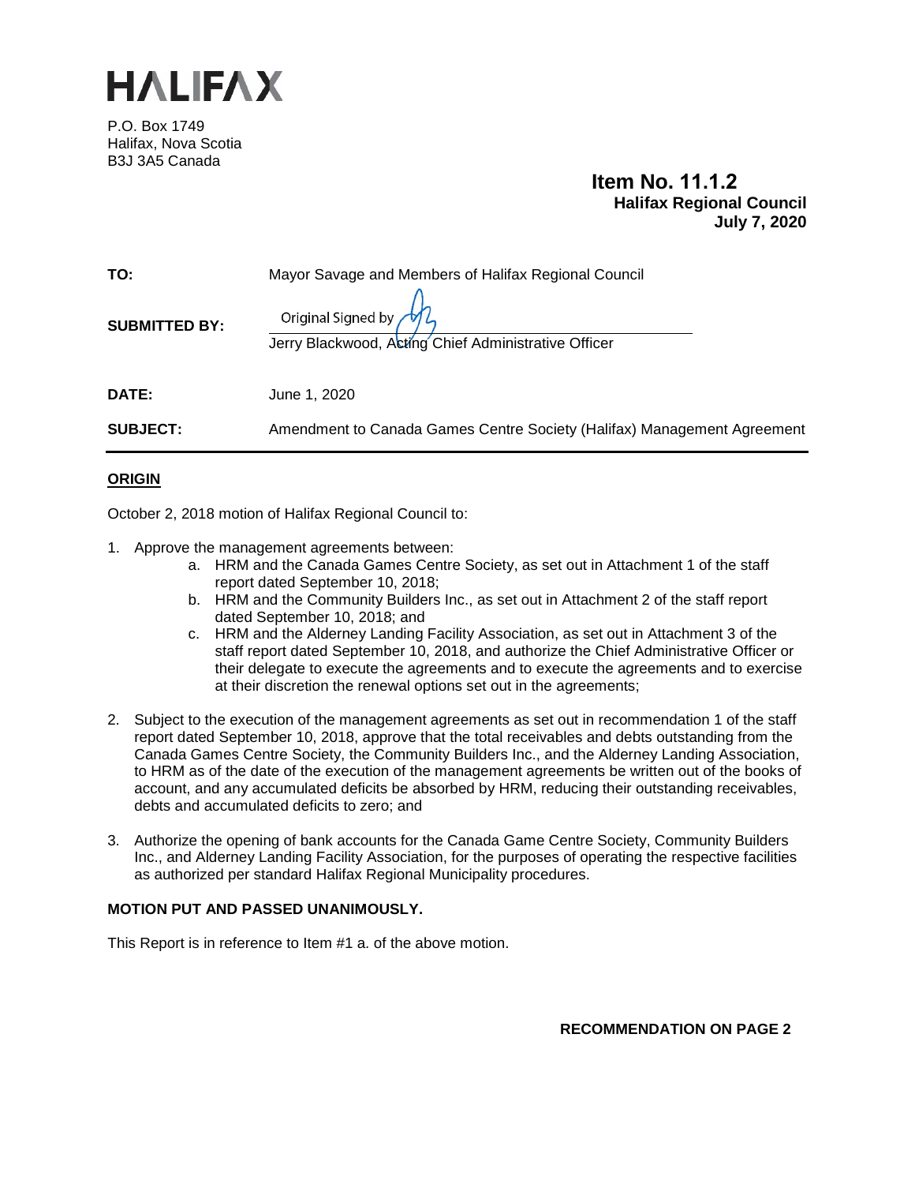# HALIFAX

P.O. Box 1749
Halifax, Nova Scotia
B3J 3A5 Canada

**Item No. 11.1.2**
**Halifax Regional Council**
**July 7, 2020**

| | |
|---|---|
| **TO:** | Mayor Savage and Members of Halifax Regional Council |
| **SUBMITTED BY:** | Original Signed by<br>Jerry Blackwood, Acting Chief Administrative Officer |
| **DATE:** | June 1, 2020 |
| **SUBJECT:** | Amendment to Canada Games Centre Society (Halifax) Management Agreement |

## ORIGIN

October 2, 2018 motion of Halifax Regional Council to:

1. Approve the management agreements between:
   a. HRM and the Canada Games Centre Society, as set out in Attachment 1 of the staff report dated September 10, 2018;
   b. HRM and the Community Builders Inc., as set out in Attachment 2 of the staff report dated September 10, 2018; and
   c. HRM and the Alderney Landing Facility Association, as set out in Attachment 3 of the staff report dated September 10, 2018, and authorize the Chief Administrative Officer or their delegate to execute the agreements and to execute the agreements and to exercise at their discretion the renewal options set out in the agreements;

2. Subject to the execution of the management agreements as set out in recommendation 1 of the staff report dated September 10, 2018, approve that the total receivables and debts outstanding from the Canada Games Centre Society, the Community Builders Inc., and the Alderney Landing Association, to HRM as of the date of the execution of the management agreements be written out of the books of account, and any accumulated deficits be absorbed by HRM, reducing their outstanding receivables, debts and accumulated deficits to zero; and

3. Authorize the opening of bank accounts for the Canada Game Centre Society, Community Builders Inc., and Alderney Landing Facility Association, for the purposes of operating the respective facilities as authorized per standard Halifax Regional Municipality procedures.

**MOTION PUT AND PASSED UNANIMOUSLY.**

This Report is in reference to Item #1 a. of the above motion.

**RECOMMENDATION ON PAGE 2**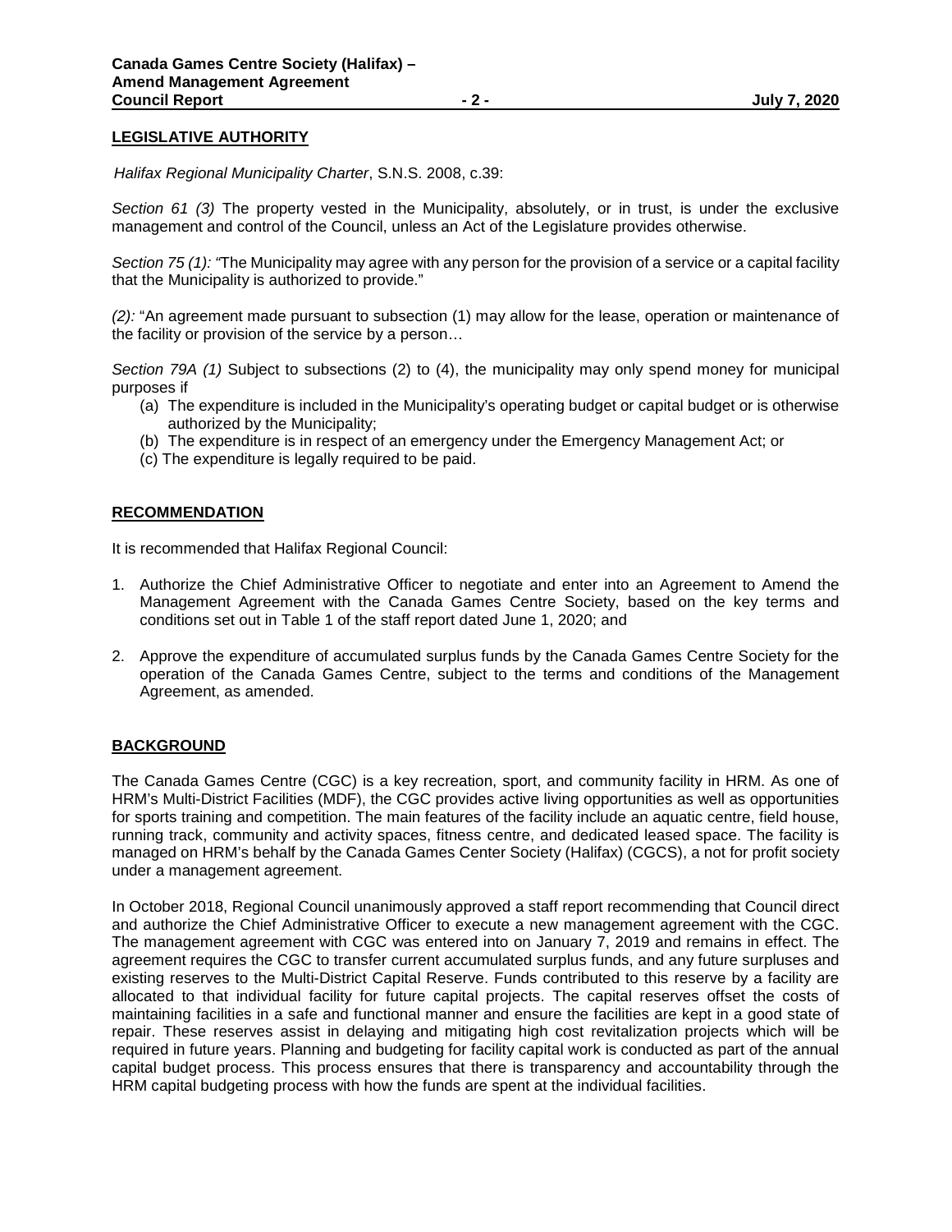## LEGISLATIVE AUTHORITY

*Halifax Regional Municipality Charter*, S.N.S. 2008, c.39:

*Section 61 (3)* The property vested in the Municipality, absolutely, or in trust, is under the exclusive management and control of the Council, unless an Act of the Legislature provides otherwise.

*Section 75 (1): "*The Municipality may agree with any person for the provision of a service or a capital facility that the Municipality is authorized to provide."

*(2):* "An agreement made pursuant to subsection (1) may allow for the lease, operation or maintenance of the facility or provision of the service by a person…

*Section 79A (1)* Subject to subsections (2) to (4), the municipality may only spend money for municipal purposes if

- (a) The expenditure is included in the Municipality's operating budget or capital budget or is otherwise authorized by the Municipality;
- (b) The expenditure is in respect of an emergency under the Emergency Management Act; or
- (c) The expenditure is legally required to be paid.

## RECOMMENDATION

It is recommended that Halifax Regional Council:

1. Authorize the Chief Administrative Officer to negotiate and enter into an Agreement to Amend the Management Agreement with the Canada Games Centre Society, based on the key terms and conditions set out in Table 1 of the staff report dated June 1, 2020; and

2. Approve the expenditure of accumulated surplus funds by the Canada Games Centre Society for the operation of the Canada Games Centre, subject to the terms and conditions of the Management Agreement, as amended.

## BACKGROUND

The Canada Games Centre (CGC) is a key recreation, sport, and community facility in HRM. As one of HRM's Multi-District Facilities (MDF), the CGC provides active living opportunities as well as opportunities for sports training and competition. The main features of the facility include an aquatic centre, field house, running track, community and activity spaces, fitness centre, and dedicated leased space. The facility is managed on HRM's behalf by the Canada Games Center Society (Halifax) (CGCS), a not for profit society under a management agreement.

In October 2018, Regional Council unanimously approved a staff report recommending that Council direct and authorize the Chief Administrative Officer to execute a new management agreement with the CGC. The management agreement with CGC was entered into on January 7, 2019 and remains in effect. The agreement requires the CGC to transfer current accumulated surplus funds, and any future surpluses and existing reserves to the Multi-District Capital Reserve. Funds contributed to this reserve by a facility are allocated to that individual facility for future capital projects. The capital reserves offset the costs of maintaining facilities in a safe and functional manner and ensure the facilities are kept in a good state of repair. These reserves assist in delaying and mitigating high cost revitalization projects which will be required in future years. Planning and budgeting for facility capital work is conducted as part of the annual capital budget process. This process ensures that there is transparency and accountability through the HRM capital budgeting process with how the funds are spent at the individual facilities.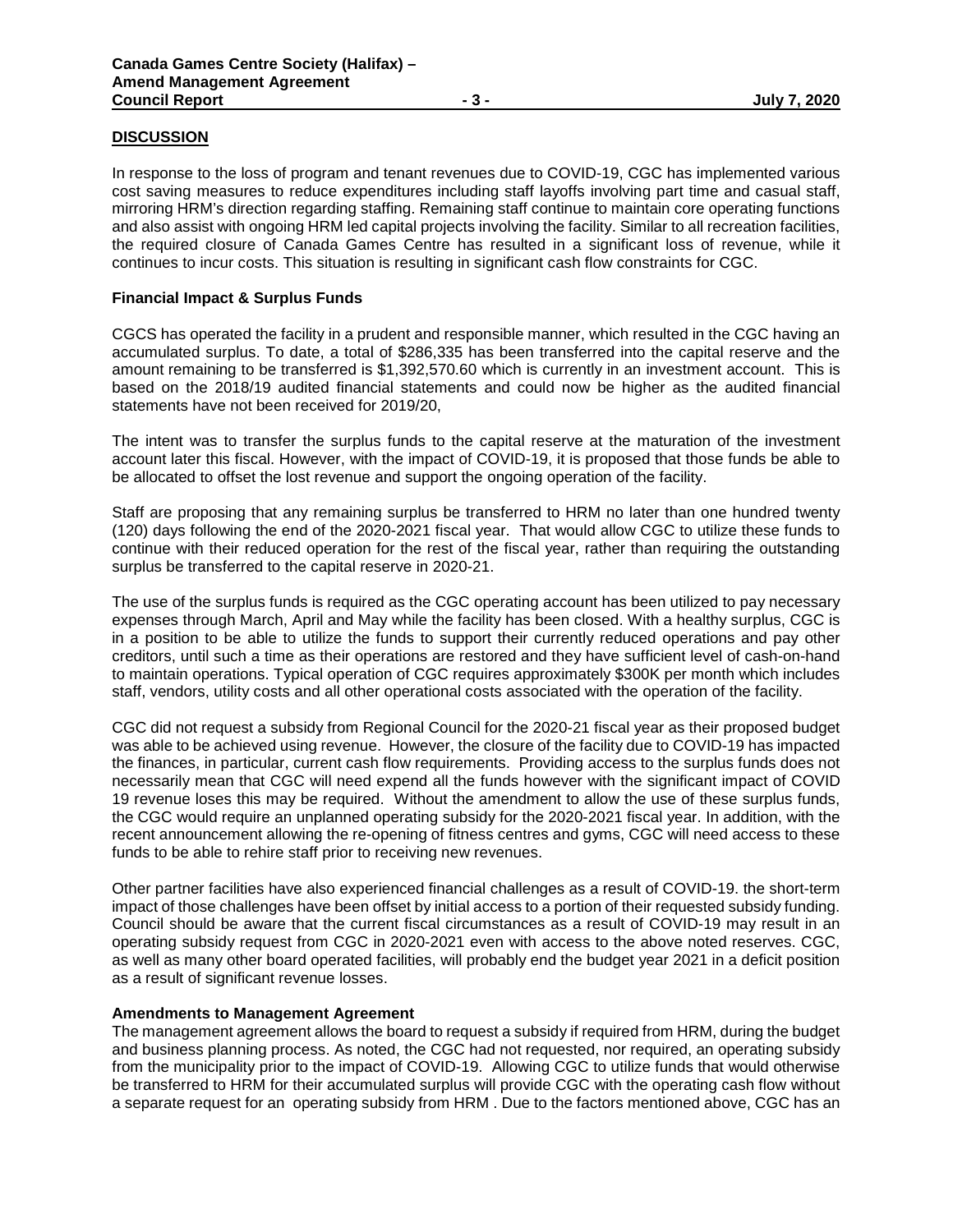## DISCUSSION

In response to the loss of program and tenant revenues due to COVID-19, CGC has implemented various cost saving measures to reduce expenditures including staff layoffs involving part time and casual staff, mirroring HRM's direction regarding staffing. Remaining staff continue to maintain core operating functions and also assist with ongoing HRM led capital projects involving the facility. Similar to all recreation facilities, the required closure of Canada Games Centre has resulted in a significant loss of revenue, while it continues to incur costs. This situation is resulting in significant cash flow constraints for CGC.

### Financial Impact & Surplus Funds

CGCS has operated the facility in a prudent and responsible manner, which resulted in the CGC having an accumulated surplus. To date, a total of $286,335 has been transferred into the capital reserve and the amount remaining to be transferred is $1,392,570.60 which is currently in an investment account. This is based on the 2018/19 audited financial statements and could now be higher as the audited financial statements have not been received for 2019/20,

The intent was to transfer the surplus funds to the capital reserve at the maturation of the investment account later this fiscal. However, with the impact of COVID-19, it is proposed that those funds be able to be allocated to offset the lost revenue and support the ongoing operation of the facility.

Staff are proposing that any remaining surplus be transferred to HRM no later than one hundred twenty (120) days following the end of the 2020-2021 fiscal year. That would allow CGC to utilize these funds to continue with their reduced operation for the rest of the fiscal year, rather than requiring the outstanding surplus be transferred to the capital reserve in 2020-21.

The use of the surplus funds is required as the CGC operating account has been utilized to pay necessary expenses through March, April and May while the facility has been closed. With a healthy surplus, CGC is in a position to be able to utilize the funds to support their currently reduced operations and pay other creditors, until such a time as their operations are restored and they have sufficient level of cash-on-hand to maintain operations. Typical operation of CGC requires approximately $300K per month which includes staff, vendors, utility costs and all other operational costs associated with the operation of the facility.

CGC did not request a subsidy from Regional Council for the 2020-21 fiscal year as their proposed budget was able to be achieved using revenue. However, the closure of the facility due to COVID-19 has impacted the finances, in particular, current cash flow requirements. Providing access to the surplus funds does not necessarily mean that CGC will need expend all the funds however with the significant impact of COVID 19 revenue loses this may be required. Without the amendment to allow the use of these surplus funds, the CGC would require an unplanned operating subsidy for the 2020-2021 fiscal year. In addition, with the recent announcement allowing the re-opening of fitness centres and gyms, CGC will need access to these funds to be able to rehire staff prior to receiving new revenues.

Other partner facilities have also experienced financial challenges as a result of COVID-19. the short-term impact of those challenges have been offset by initial access to a portion of their requested subsidy funding. Council should be aware that the current fiscal circumstances as a result of COVID-19 may result in an operating subsidy request from CGC in 2020-2021 even with access to the above noted reserves. CGC, as well as many other board operated facilities, will probably end the budget year 2021 in a deficit position as a result of significant revenue losses.

### Amendments to Management Agreement

The management agreement allows the board to request a subsidy if required from HRM, during the budget and business planning process. As noted, the CGC had not requested, nor required, an operating subsidy from the municipality prior to the impact of COVID-19. Allowing CGC to utilize funds that would otherwise be transferred to HRM for their accumulated surplus will provide CGC with the operating cash flow without a separate request for an operating subsidy from HRM . Due to the factors mentioned above, CGC has an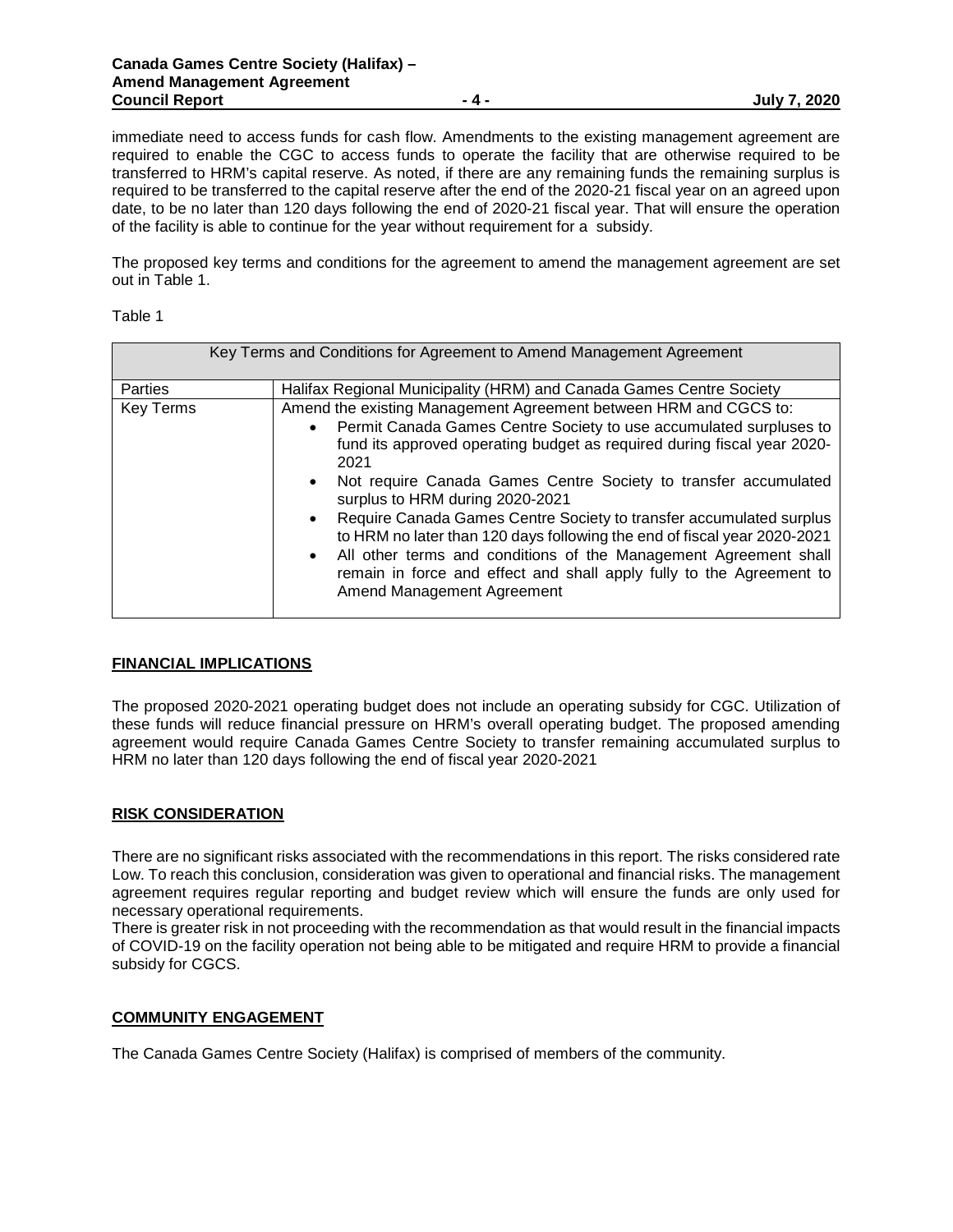immediate need to access funds for cash flow. Amendments to the existing management agreement are required to enable the CGC to access funds to operate the facility that are otherwise required to be transferred to HRM's capital reserve. As noted, if there are any remaining funds the remaining surplus is required to be transferred to the capital reserve after the end of the 2020-21 fiscal year on an agreed upon date, to be no later than 120 days following the end of 2020-21 fiscal year. That will ensure the operation of the facility is able to continue for the year without requirement for a subsidy.

The proposed key terms and conditions for the agreement to amend the management agreement are set out in Table 1.

Table 1

| Key Terms and Conditions for Agreement to Amend Management Agreement | |
|---|---|
| Parties | Halifax Regional Municipality (HRM) and Canada Games Centre Society |
| Key Terms | Amend the existing Management Agreement between HRM and CGCS to:<br>• Permit Canada Games Centre Society to use accumulated surpluses to fund its approved operating budget as required during fiscal year 2020-2021<br>• Not require Canada Games Centre Society to transfer accumulated surplus to HRM during 2020-2021<br>• Require Canada Games Centre Society to transfer accumulated surplus to HRM no later than 120 days following the end of fiscal year 2020-2021<br>• All other terms and conditions of the Management Agreement shall remain in force and effect and shall apply fully to the Agreement to Amend Management Agreement |

## FINANCIAL IMPLICATIONS

The proposed 2020-2021 operating budget does not include an operating subsidy for CGC. Utilization of these funds will reduce financial pressure on HRM's overall operating budget. The proposed amending agreement would require Canada Games Centre Society to transfer remaining accumulated surplus to HRM no later than 120 days following the end of fiscal year 2020-2021

## RISK CONSIDERATION

There are no significant risks associated with the recommendations in this report. The risks considered rate Low. To reach this conclusion, consideration was given to operational and financial risks. The management agreement requires regular reporting and budget review which will ensure the funds are only used for necessary operational requirements.

There is greater risk in not proceeding with the recommendation as that would result in the financial impacts of COVID-19 on the facility operation not being able to be mitigated and require HRM to provide a financial subsidy for CGCS.

## COMMUNITY ENGAGEMENT

The Canada Games Centre Society (Halifax) is comprised of members of the community.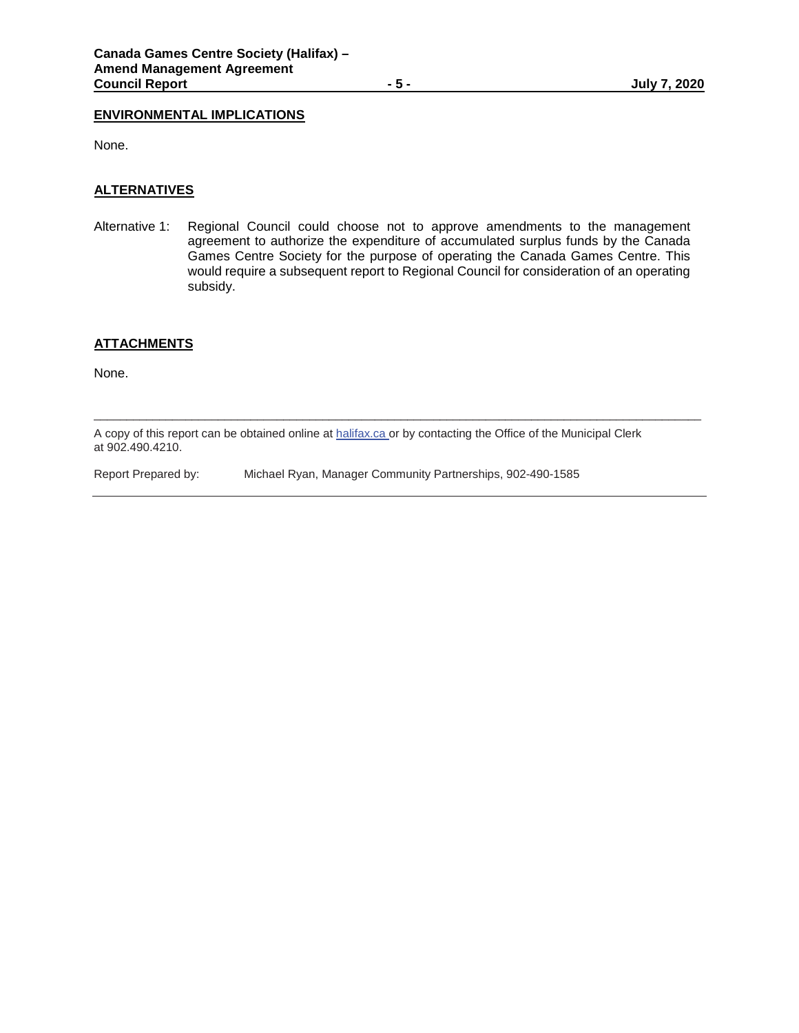## ENVIRONMENTAL IMPLICATIONS

None.

## ALTERNATIVES

Alternative 1: Regional Council could choose not to approve amendments to the management agreement to authorize the expenditure of accumulated surplus funds by the Canada Games Centre Society for the purpose of operating the Canada Games Centre. This would require a subsequent report to Regional Council for consideration of an operating subsidy.

## ATTACHMENTS

None.

---

A copy of this report can be obtained online at [halifax.ca](halifax.ca) or by contacting the Office of the Municipal Clerk at 902.490.4210.

Report Prepared by: Michael Ryan, Manager Community Partnerships, 902-490-1585